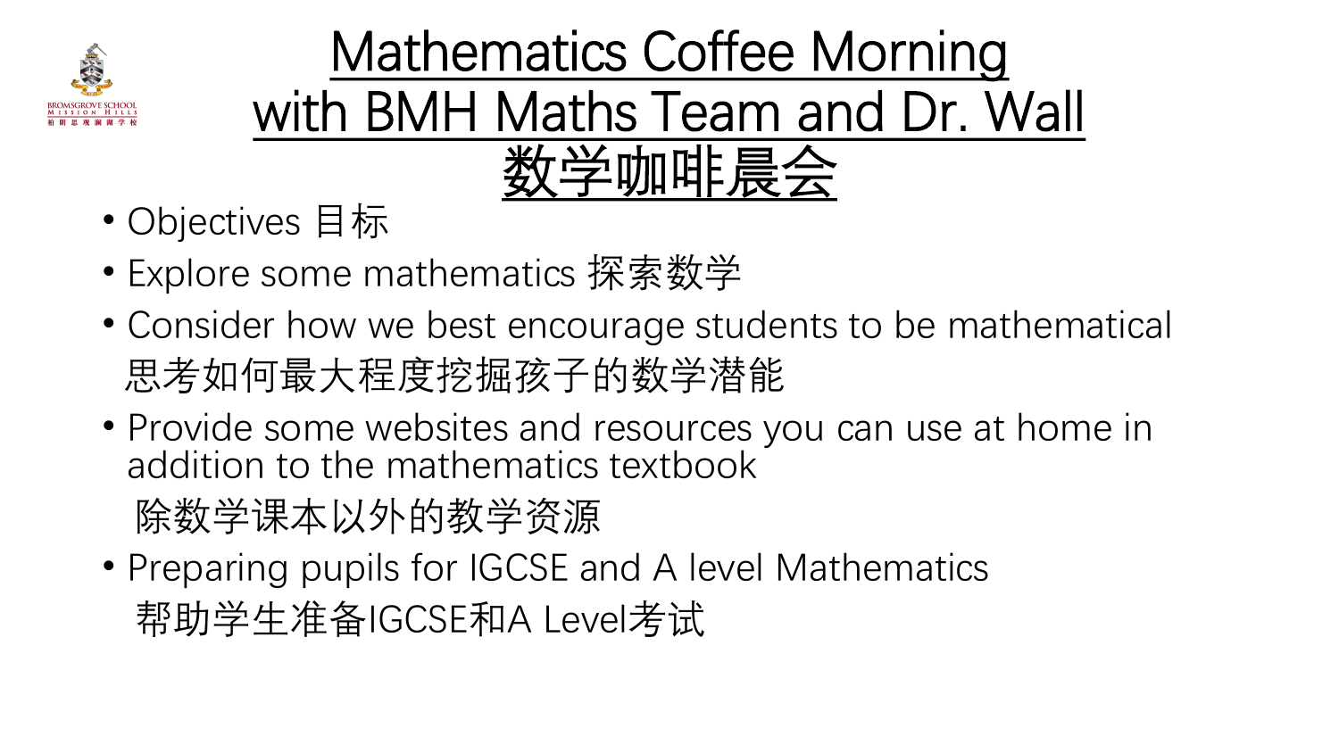# Mathematics Coffee Morning with BMH Maths Team and Dr. Wall 数学咖啡晨会

- Objectives 目标
- Explore some mathematics 探索数学
- Consider how we best encourage students to be mathematical 思考如何最大程度挖掘孩子的数学潜能
- Provide some websites and resources you can use at home in addition to the mathematics textbook 除数学课本以外的教学资源
- Preparing pupils for IGCSE and A level Mathematics 帮助学生准备IGCSE和A Level考试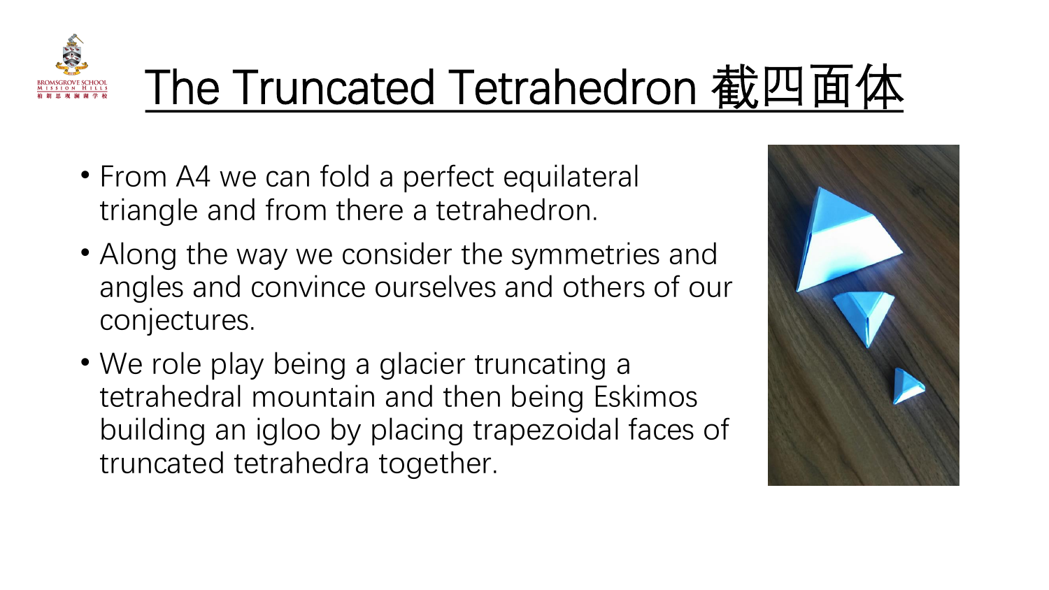# The Truncated Tetrahedron 截四面体

- From A4 we can fold a perfect equilateral triangle and from there a tetrahedron.
- Along the way we consider the symmetries and angles and convince ourselves and others of our conjectures.
- We role play being a glacier truncating a tetrahedral mountain and then being Eskimos building an igloo by placing trapezoidal faces of truncated tetrahedra together.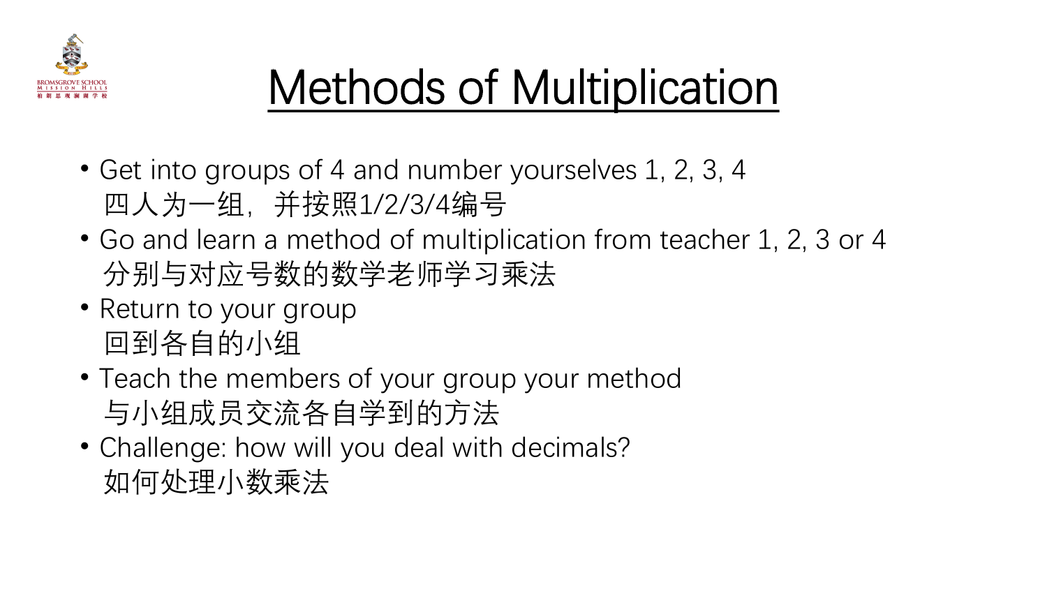# Methods of Multiplication

- Get into groups of 4 and number yourselves 1, 2, 3, 4
  四人为一组，并按照1/2/3/4编号
- Go and learn a method of multiplication from teacher 1, 2, 3 or 4
  分别与对应号数的数学老师学习乘法
- Return to your group
  回到各自的小组
- Teach the members of your group your method
  与小组成员交流各自学到的方法
- Challenge: how will you deal with decimals?
  如何处理小数乘法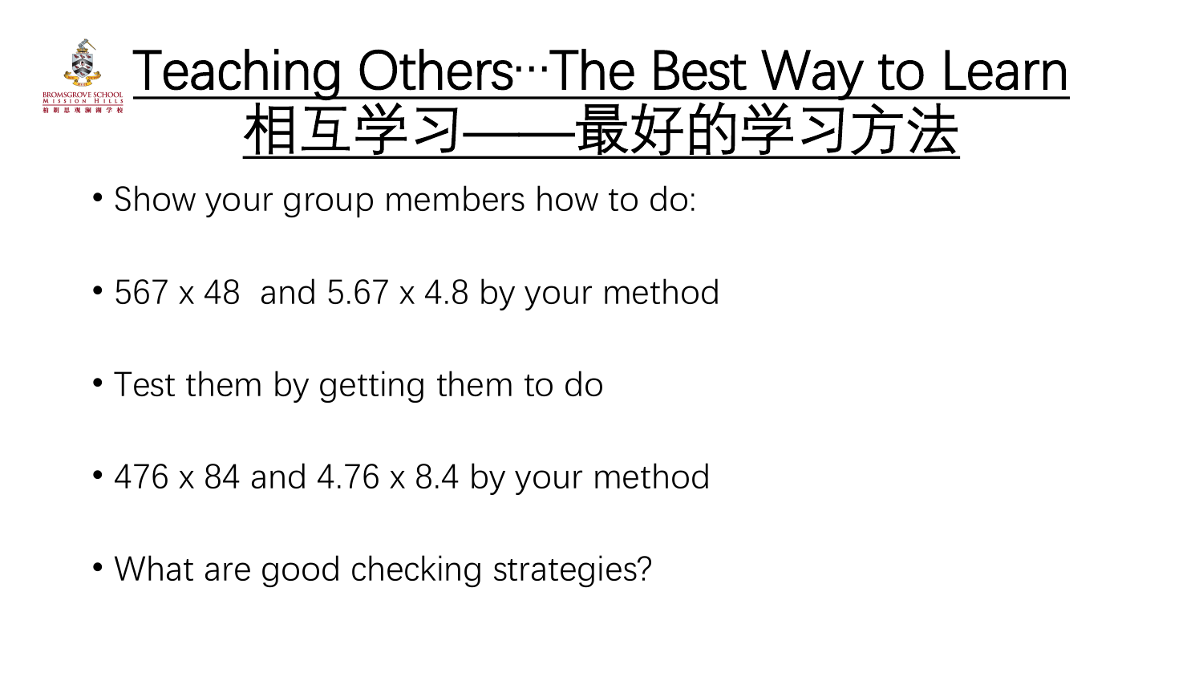# Teaching Others…The Best Way to Learn
# 相互学习——最好的学习方法

- Show your group members how to do:
- 567 x 48 and 5.67 x 4.8 by your method
- Test them by getting them to do
- 476 x 84 and 4.76 x 8.4 by your method
- What are good checking strategies?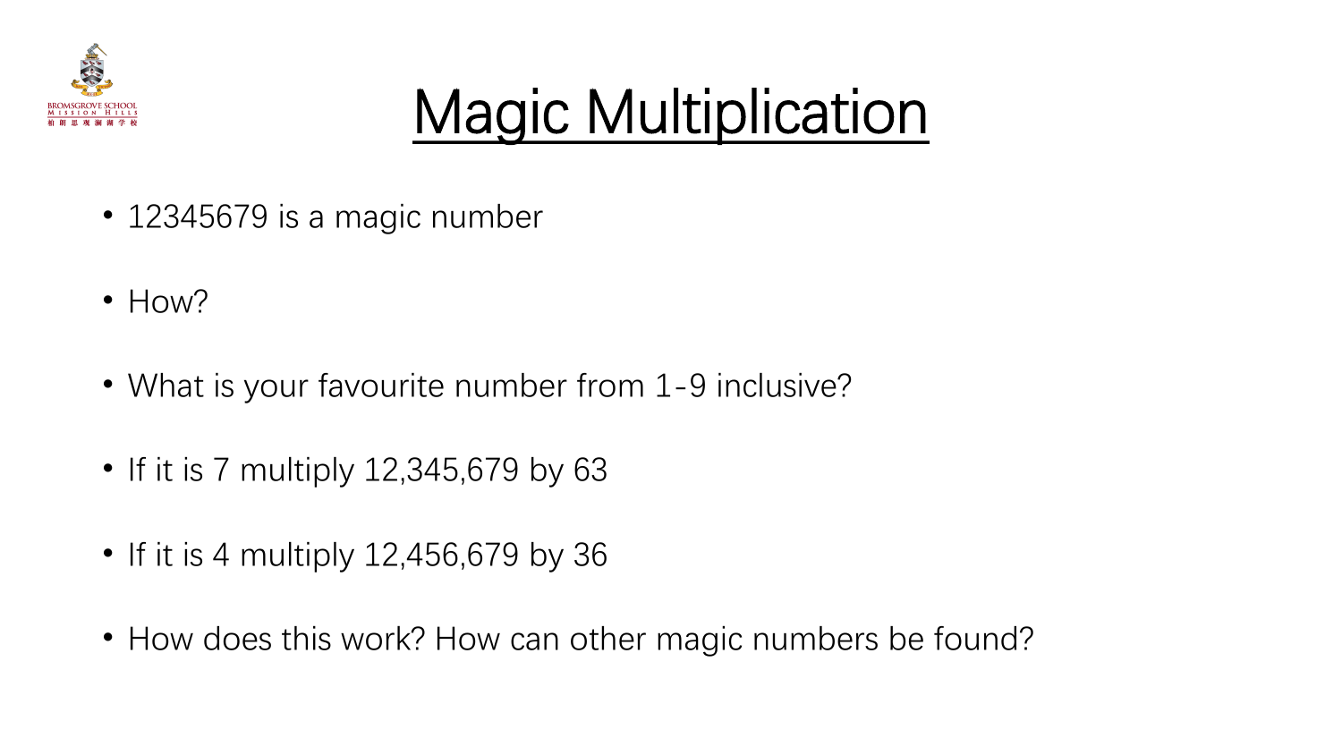# Magic Multiplication

- 12345679 is a magic number
- How?
- What is your favourite number from 1-9 inclusive?
- If it is 7 multiply 12,345,679 by 63
- If it is 4 multiply 12,456,679 by 36
- How does this work? How can other magic numbers be found?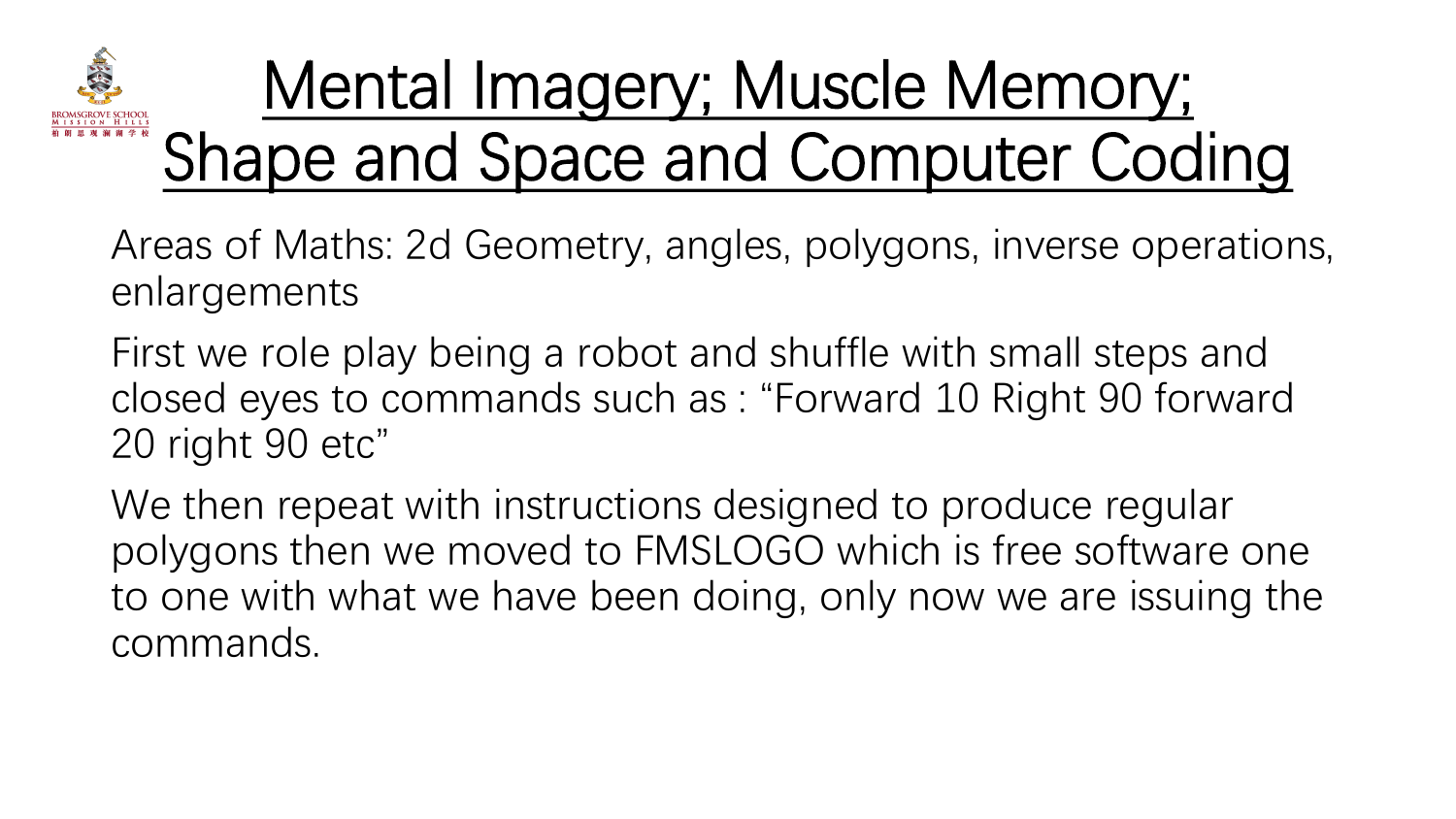# Mental Imagery; Muscle Memory; Shape and Space and Computer Coding

Areas of Maths: 2d Geometry, angles, polygons, inverse operations, enlargements

First we role play being a robot and shuffle with small steps and closed eyes to commands such as : “Forward 10 Right 90 forward 20 right 90 etc”

We then repeat with instructions designed to produce regular polygons then we moved to FMSLOGO which is free software one to one with what we have been doing, only now we are issuing the commands.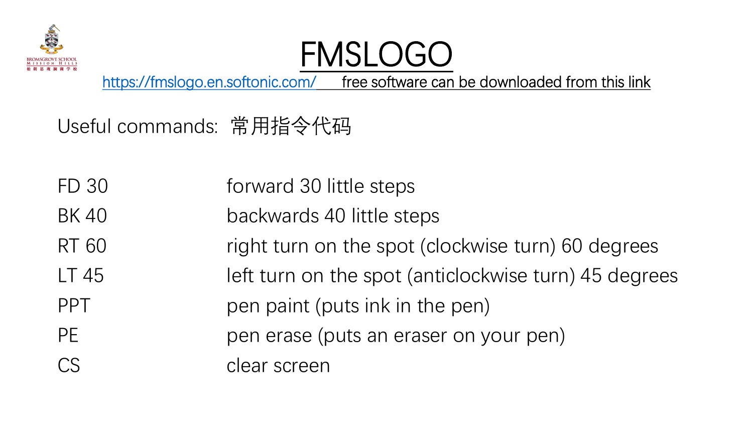# FMSLOGO

https://fmslogo.en.softonic.com/ free software can be downloaded from this link

Useful commands: 常用指令代码

| | |
|---|---|
| FD 30 | forward 30 little steps |
| BK 40 | backwards 40 little steps |
| RT 60 | right turn on the spot (clockwise turn) 60 degrees |
| LT 45 | left turn on the spot (anticlockwise turn) 45 degrees |
| PPT | pen paint (puts ink in the pen) |
| PE | pen erase (puts an eraser on your pen) |
| CS | clear screen |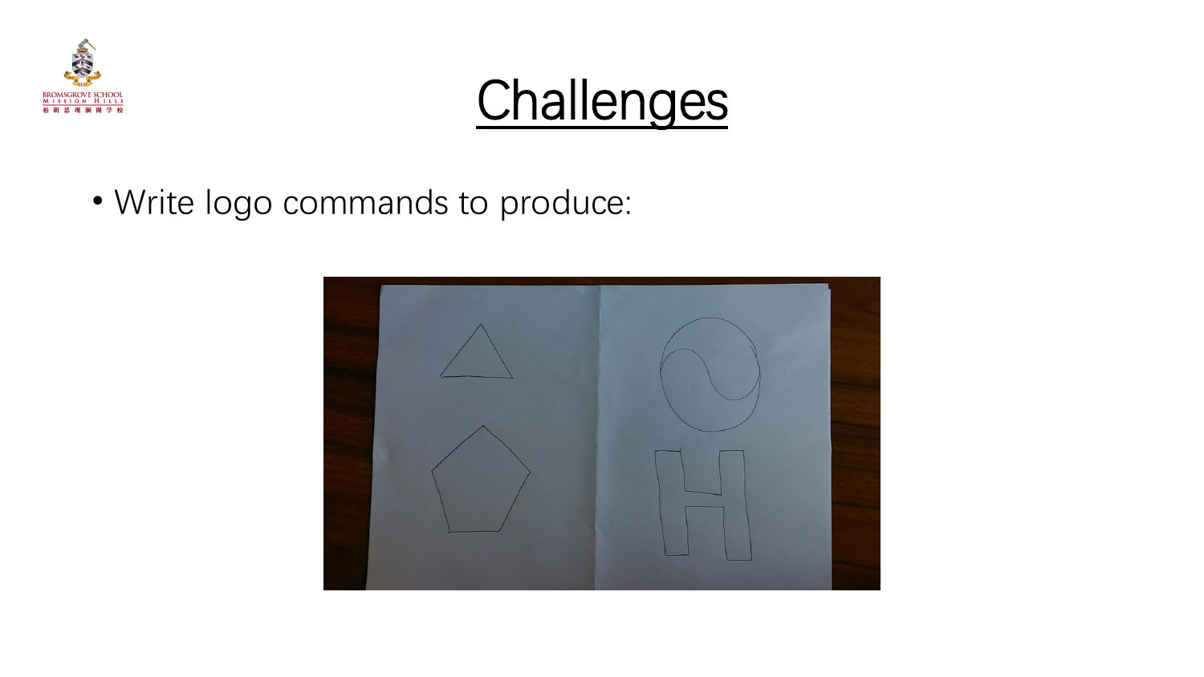# Challenges

- Write logo commands to produce: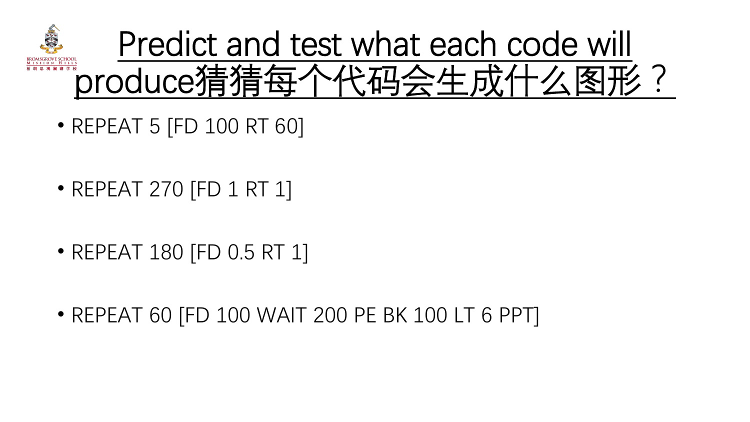# Predict and test what each code will produce猜猜每个代码会生成什么图形？

- REPEAT 5 [FD 100 RT 60]
- REPEAT 270 [FD 1 RT 1]
- REPEAT 180 [FD 0.5 RT 1]
- REPEAT 60 [FD 100 WAIT 200 PE BK 100 LT 6 PPT]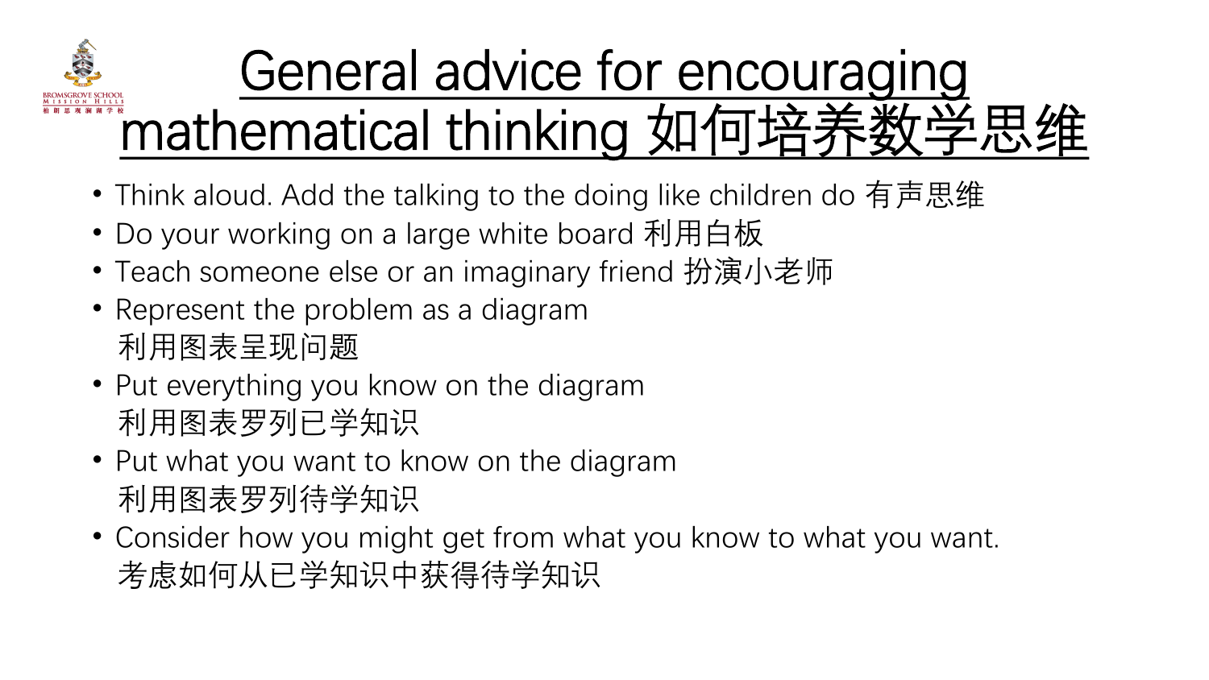# General advice for encouraging mathematical thinking 如何培养数学思维

- Think aloud. Add the talking to the doing like children do 有声思维
- Do your working on a large white board 利用白板
- Teach someone else or an imaginary friend 扮演小老师
- Represent the problem as a diagram
  利用图表呈现问题
- Put everything you know on the diagram
  利用图表罗列已学知识
- Put what you want to know on the diagram
  利用图表罗列待学知识
- Consider how you might get from what you know to what you want.
  考虑如何从已学知识中获得待学知识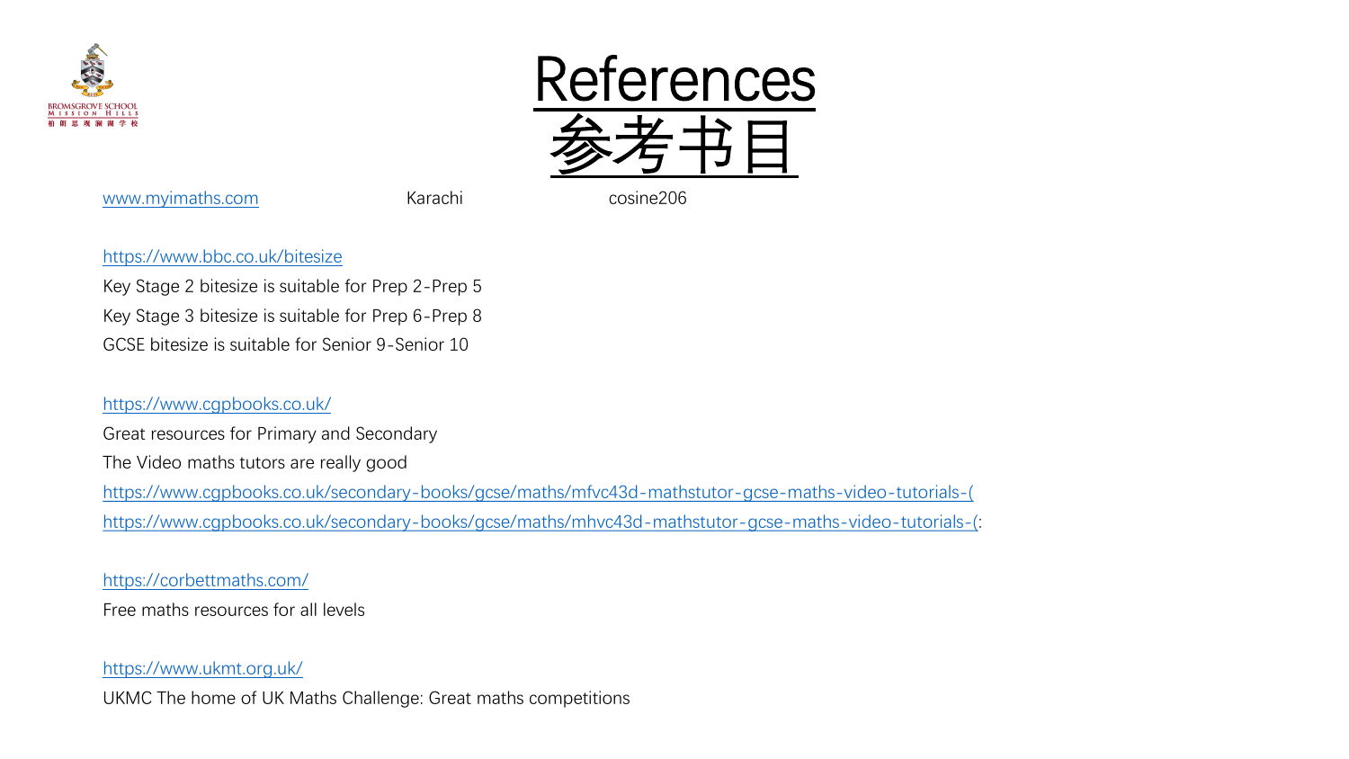# References 参考书目

www.myimaths.com　　Karachi　　cosine206

https://www.bbc.co.uk/bitesize

Key Stage 2 bitesize is suitable for Prep 2-Prep 5

Key Stage 3 bitesize is suitable for Prep 6-Prep 8

GCSE bitesize is suitable for Senior 9-Senior 10

https://www.cgpbooks.co.uk/

Great resources for Primary and Secondary

The Video maths tutors are really good

https://www.cgpbooks.co.uk/secondary-books/gcse/maths/mfvc43d-mathstutor-gcse-maths-video-tutorials-(

https://www.cgpbooks.co.uk/secondary-books/gcse/maths/mhvc43d-mathstutor-gcse-maths-video-tutorials-(:

https://corbettmaths.com/

Free maths resources for all levels

https://www.ukmt.org.uk/

UKMC The home of UK Maths Challenge: Great maths competitions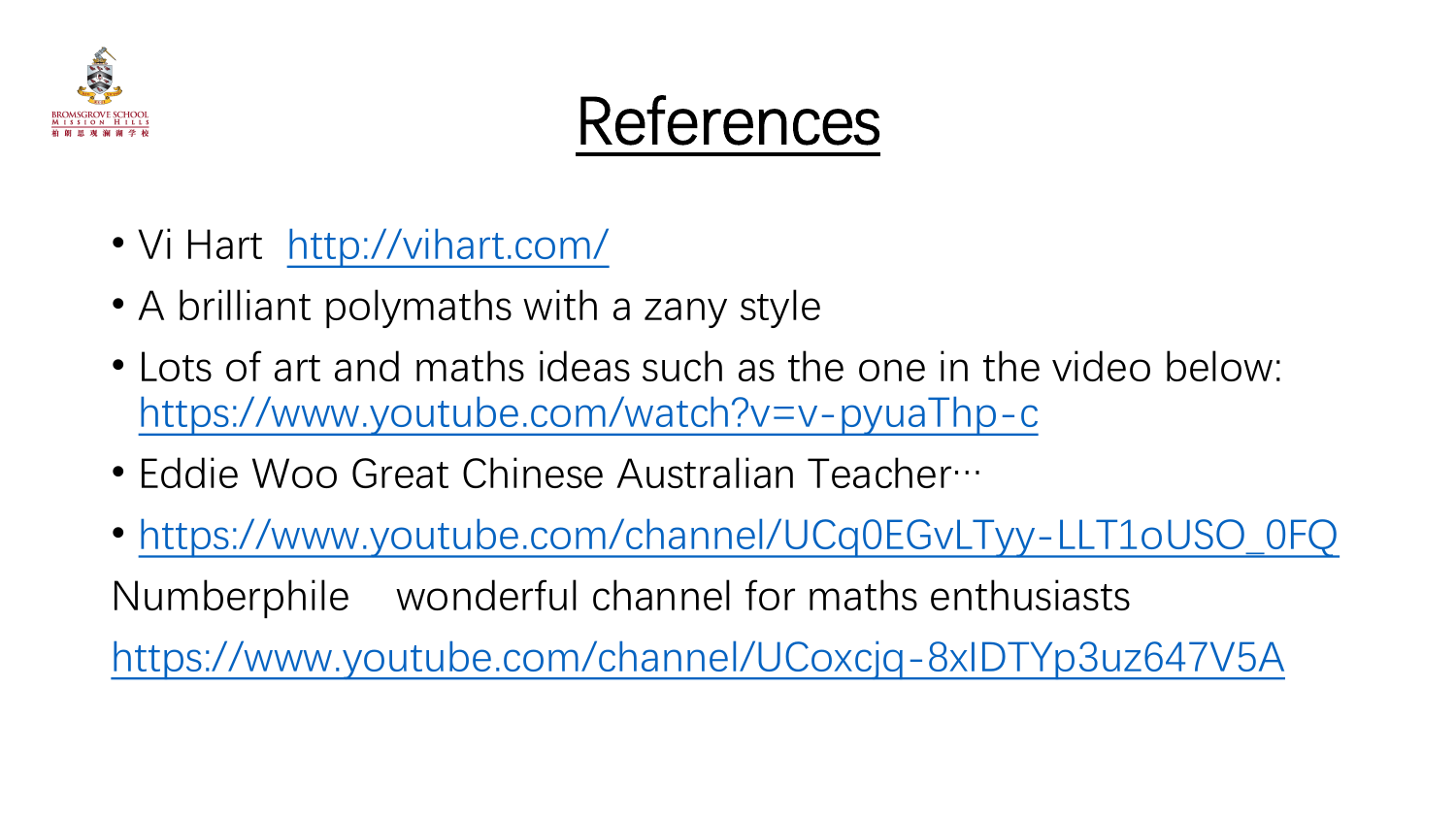# References

- Vi Hart  http://vihart.com/
- A brilliant polymaths with a zany style
- Lots of art and maths ideas such as the one in the video below: https://www.youtube.com/watch?v=v-pyuaThp-c
- Eddie Woo Great Chinese Australian Teacher…
- https://www.youtube.com/channel/UCq0EGvLTyy-LLT1oUSO_0FQ

Numberphile    wonderful channel for maths enthusiasts

https://www.youtube.com/channel/UCoxcjq-8xIDTYp3uz647V5A